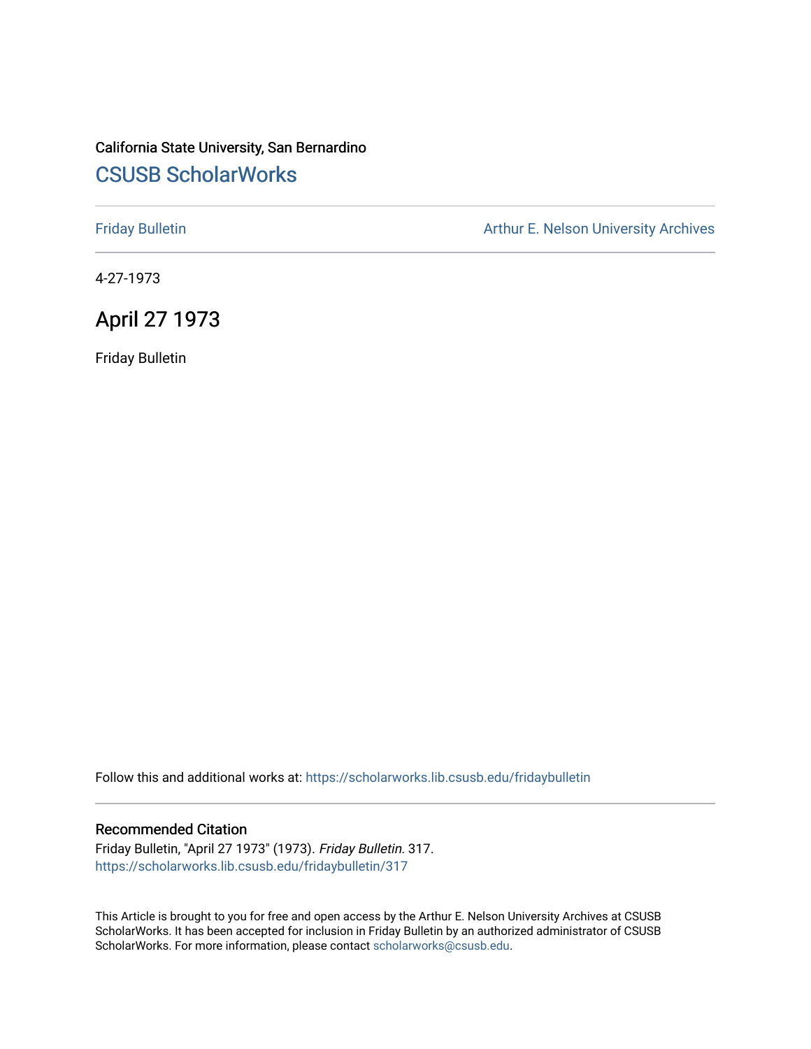California State University, San Bernardino

# CSUSB ScholarWorks

Friday Bulletin

Arthur E. Nelson University Archives

4-27-1973

## April 27 1973

Friday Bulletin

Follow this and additional works at: https://scholarworks.lib.csusb.edu/fridaybulletin

### Recommended Citation

Friday Bulletin, "April 27 1973" (1973). *Friday Bulletin*. 317.
https://scholarworks.lib.csusb.edu/fridaybulletin/317

This Article is brought to you for free and open access by the Arthur E. Nelson University Archives at CSUSB ScholarWorks. It has been accepted for inclusion in Friday Bulletin by an authorized administrator of CSUSB ScholarWorks. For more information, please contact scholarworks@csusb.edu.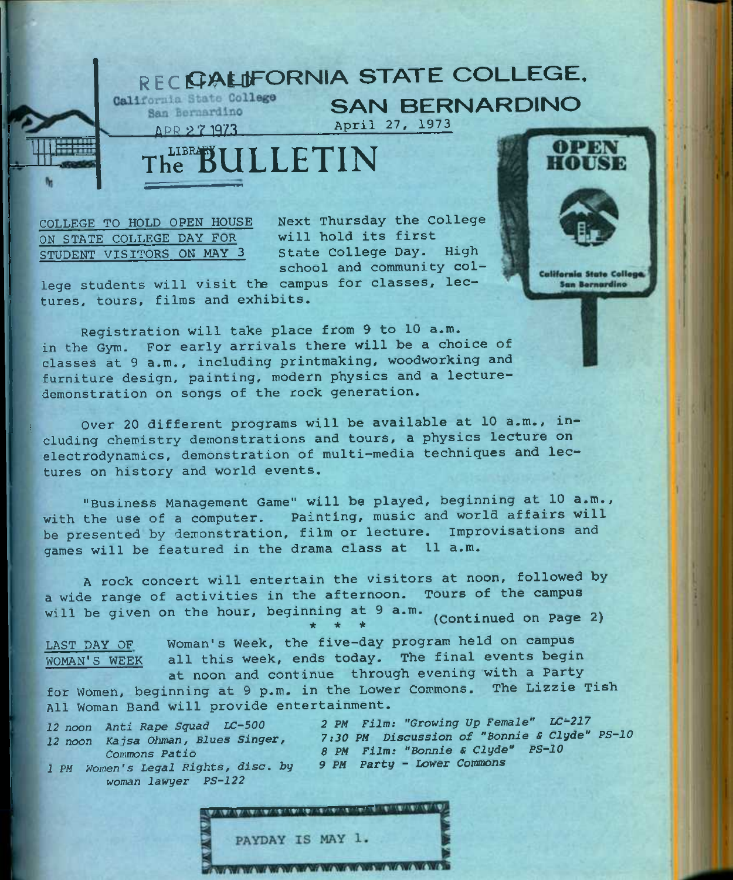RECEIVED
California State College
San Bernardino
APR 27 1973
LIBRARY

# CALIFORNIA STATE COLLEGE, SAN BERNARDINO

April 27, 1973

# The BULLETIN

OPEN HOUSE

California State College, San Bernardino

COLLEGE TO HOLD OPEN HOUSE ON STATE COLLEGE DAY FOR STUDENT VISITORS ON MAY 3

Next Thursday the College will hold its first State College Day. High school and community college students will visit the campus for classes, lectures, tours, films and exhibits.

Registration will take place from 9 to 10 a.m. in the Gym. For early arrivals there will be a choice of classes at 9 a.m., including printmaking, woodworking and furniture design, painting, modern physics and a lecture-demonstration on songs of the rock generation.

Over 20 different programs will be available at 10 a.m., including chemistry demonstrations and tours, a physics lecture on electrodynamics, demonstration of multi-media techniques and lectures on history and world events.

"Business Management Game" will be played, beginning at 10 a.m., with the use of a computer. Painting, music and world affairs will be presented by demonstration, film or lecture. Improvisations and games will be featured in the drama class at 11 a.m.

A rock concert will entertain the visitors at noon, followed by a wide range of activities in the afternoon. Tours of the campus will be given on the hour, beginning at 9 a.m. (Continued on Page 2)

\* \* \*

LAST DAY OF WOMAN'S WEEK

Woman's Week, the five-day program held on campus all this week, ends today. The final events begin at noon and continue through evening with a Party for Women, beginning at 9 p.m. in the Lower Commons. The Lizzie Tish All Woman Band will provide entertainment.

*12 noon Anti Rape Squad LC-500*
*12 noon Kajsa Ohman, Blues Singer, Commons Patio*
*1 PM Women's Legal Rights, disc. by woman lawyer PS-122*
*2 PM Film: "Growing Up Female" LC-217*
*7:30 PM Discussion of "Bonnie & Clyde" PS-10*
*8 PM Film: "Bonnie & Clyde" PS-10*
*9 PM Party - Lower Commons*

PAYDAY IS MAY 1.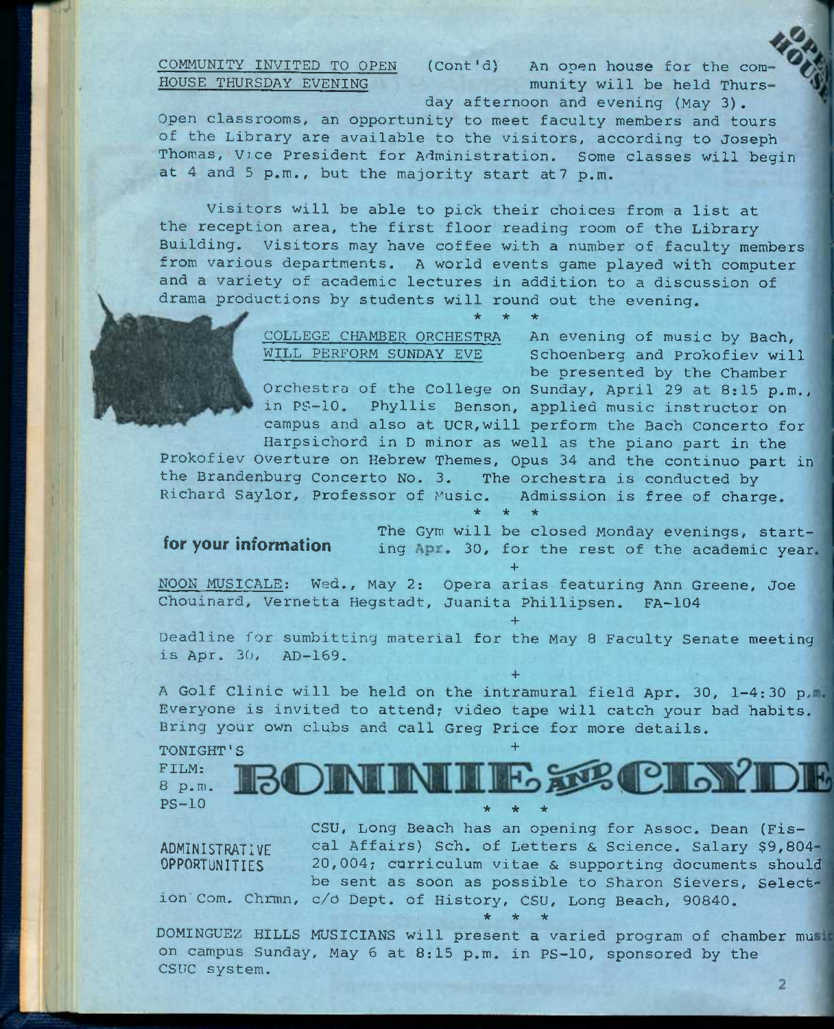COMMUNITY INVITED TO OPEN HOUSE THURSDAY EVENING (Cont'd) An open house for the community will be held Thursday afternoon and evening (May 3). Open classrooms, an opportunity to meet faculty members and tours of the Library are available to the visitors, according to Joseph Thomas, Vice President for Administration. Some classes will begin at 4 and 5 p.m., but the majority start at7 p.m.

Visitors will be able to pick their choices from a list at the reception area, the first floor reading room of the Library Building. Visitors may have coffee with a number of faculty members from various departments. A world events game played with computer and a variety of academic lectures in addition to a discussion of drama productions by students will round out the evening.

\* \* \*

COLLEGE CHAMBER ORCHESTRA WILL PERFORM SUNDAY EVE An evening of music by Bach, Schoenberg and Prokofiev will be presented by the Chamber Orchestra of the College on Sunday, April 29 at 8:15 p.m., in PS-10. Phyllis Benson, applied music instructor on campus and also at UCR, will perform the Bach Concerto for Harpsichord in D minor as well as the piano part in the Prokofiev Overture on Hebrew Themes, Opus 34 and the continuo part in the Brandenburg Concerto No. 3. The orchestra is conducted by Richard Saylor, Professor of Music. Admission is free of charge.

\* \* \*

**for your information**

The Gym will be closed Monday evenings, starting Apr. 30, for the rest of the academic year.

+

NOON MUSICALE: Wed., May 2: Opera arias featuring Ann Greene, Joe Chouinard, Vernetta Hegstadt, Juanita Phillipsen. FA-104

+

Deadline for sumbitting material for the May 8 Faculty Senate meeting is Apr. 30, AD-169.

+

A Golf Clinic will be held on the intramural field Apr. 30, 1-4:30 p.m. Everyone is invited to attend; video tape will catch your bad habits. Bring your own clubs and call Greg Price for more details.

+

TONIGHT'S FILM: 8 p.m. PS-10 **BONNIE AND CLYDE**

\* \* \*

ADMINISTRATIVE OPPORTUNITIES

CSU, Long Beach has an opening for Assoc. Dean (Fiscal Affairs) Sch. of Letters & Science. Salary $9,804-20,004; curriculum vitae & supporting documents should be sent as soon as possible to Sharon Sievers, Selection Com. Chrmn, c/o Dept. of History, CSU, Long Beach, 90840.

\* \* \*

DOMINGUEZ HILLS MUSICIANS will present a varied program of chamber music on campus Sunday, May 6 at 8:15 p.m. in PS-10, sponsored by the CSUC system.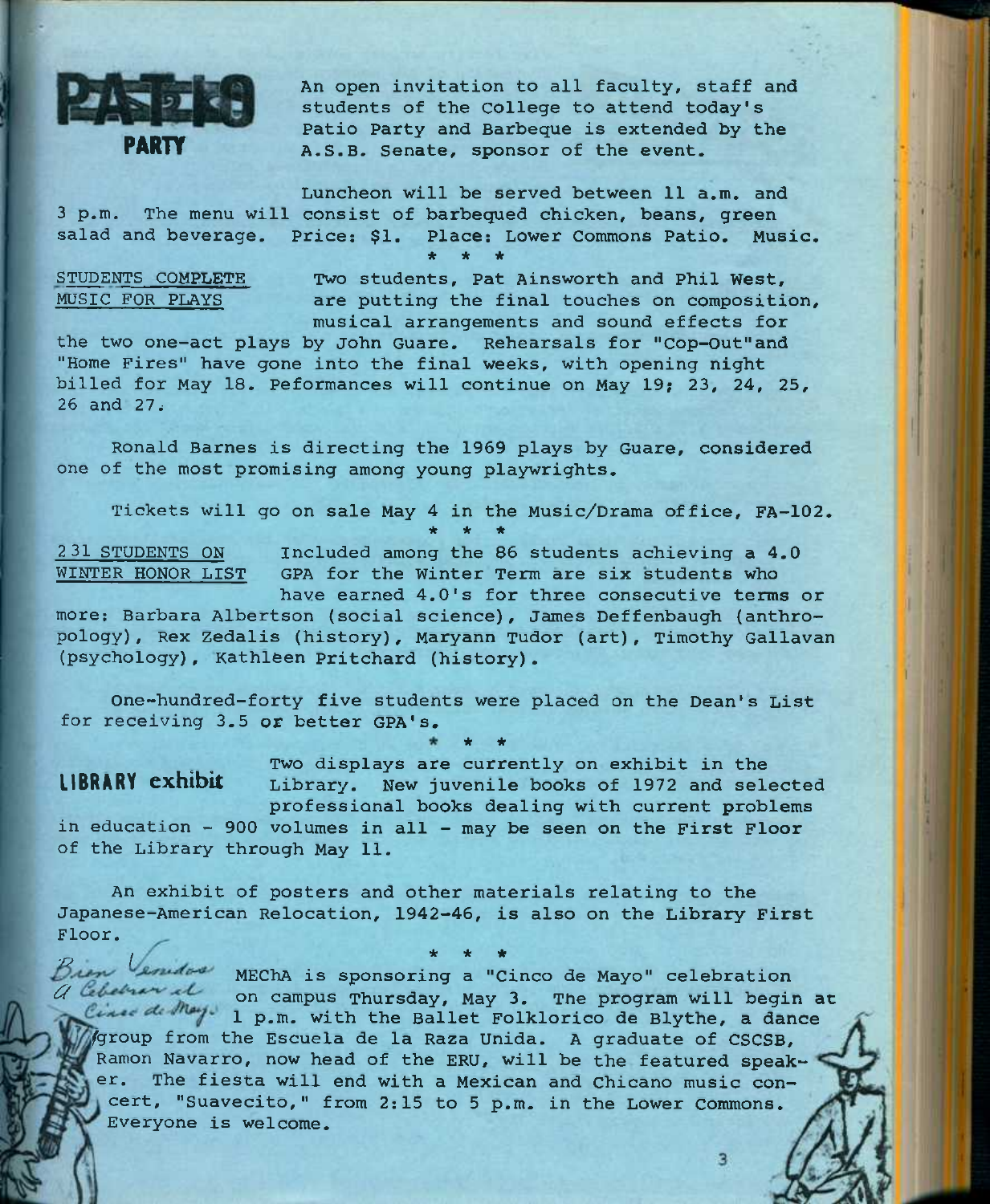## PATIO PARTY

An open invitation to all faculty, staff and students of the College to attend today's Patio Party and Barbeque is extended by the A.S.B. Senate, sponsor of the event.

Luncheon will be served between 11 a.m. and 3 p.m. The menu will consist of barbequed chicken, beans, green salad and beverage. Price: $1. Place: Lower Commons Patio. Music.

\* \* \*

STUDENTS COMPLETE MUSIC FOR PLAYS

Two students, Pat Ainsworth and Phil West, are putting the final touches on composition, musical arrangements and sound effects for the two one-act plays by John Guare. Rehearsals for "Cop-Out" and "Home Fires" have gone into the final weeks, with opening night billed for May 18. Peformances will continue on May 19; 23, 24, 25, 26 and 27.

Ronald Barnes is directing the 1969 plays by Guare, considered one of the most promising among young playwrights.

Tickets will go on sale May 4 in the Music/Drama office, FA-102.

\* \* \*

231 STUDENTS ON WINTER HONOR LIST

Included among the 86 students achieving a 4.0 GPA for the Winter Term are six students who have earned 4.0's for three consecutive terms or more: Barbara Albertson (social science), James Deffenbaugh (anthropology), Rex Zedalis (history), Maryann Tudor (art), Timothy Gallavan (psychology), Kathleen Pritchard (history).

One-hundred-forty five students were placed on the Dean's List for receiving 3.5 or better GPA's.

\* \* \*

**LIBRARY exhibit**

Two displays are currently on exhibit in the Library. New juvenile books of 1972 and selected professional books dealing with current problems in education - 900 volumes in all - may be seen on the First Floor of the Library through May 11.

An exhibit of posters and other materials relating to the Japanese-American Relocation, 1942-46, is also on the Library First Floor.

\* \* \*

*Bien Venidos a Celebrar el Cinco de Mayo*

MEChA is sponsoring a "Cinco de Mayo" celebration on campus Thursday, May 3. The program will begin at 1 p.m. with the Ballet Folklorico de Blythe, a dance group from the Escuela de la Raza Unida. A graduate of CSCSB, Ramon Navarro, now head of the ERU, will be the featured speaker. The fiesta will end with a Mexican and Chicano music concert, "Suavecito," from 2:15 to 5 p.m. in the Lower Commons. Everyone is welcome.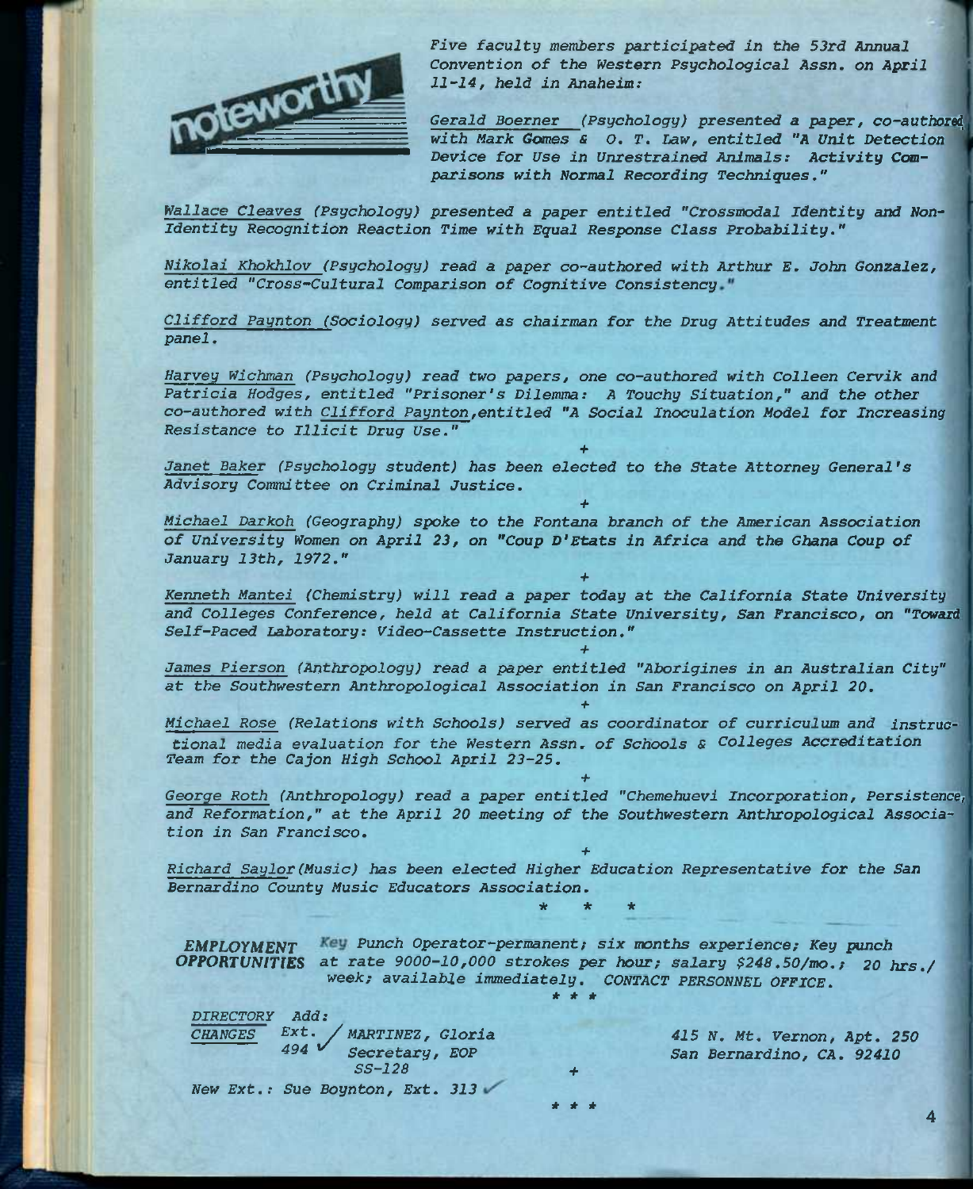# noteworthy

*Five faculty members participated in the 53rd Annual Convention of the Western Psychological Assn. on April 11-14, held in Anaheim:*

*Gerald Boerner (Psychology) presented a paper, co-authored with Mark Gomes & O. T. Law, entitled "A Unit Detection Device for Use in Unrestrained Animals: Activity Comparisons with Normal Recording Techniques."*

*Wallace Cleaves (Psychology) presented a paper entitled "Crossmodal Identity and Non-Identity Recognition Reaction Time with Equal Response Class Probability."*

*Nikolai Khokhlov (Psychology) read a paper co-authored with Arthur E. John Gonzalez, entitled "Cross-Cultural Comparison of Cognitive Consistency."*

*Clifford Paynton (Sociology) served as chairman for the Drug Attitudes and Treatment panel.*

*Harvey Wichman (Psychology) read two papers, one co-authored with Colleen Cervik and Patricia Hodges, entitled "Prisoner's Dilemma: A Touchy Situation," and the other co-authored with Clifford Paynton, entitled "A Social Inoculation Model for Increasing Resistance to Illicit Drug Use."*

+

*Janet Baker (Psychology student) has been elected to the State Attorney General's Advisory Committee on Criminal Justice.*

+

*Michael Darkoh (Geography) spoke to the Fontana branch of the American Association of University Women on April 23, on "Coup D'Etats in Africa and the Ghana Coup of January 13th, 1972."*

+

*Kenneth Mantei (Chemistry) will read a paper today at the California State University and Colleges Conference, held at California State University, San Francisco, on "Toward Self-Paced Laboratory: Video-Cassette Instruction."*

+

*James Pierson (Anthropology) read a paper entitled "Aborigines in an Australian City" at the Southwestern Anthropological Association in San Francisco on April 20.*

+

*Michael Rose (Relations with Schools) served as coordinator of curriculum and instructional media evaluation for the Western Assn. of Schools & Colleges Accreditation Team for the Cajon High School April 23-25.*

+

*George Roth (Anthropology) read a paper entitled "Chemehuevi Incorporation, Persistence, and Reformation," at the April 20 meeting of the Southwestern Anthropological Association in San Francisco.*

+

*Richard Saylor (Music) has been elected Higher Education Representative for the San Bernardino County Music Educators Association.*

\* \* \*

**EMPLOYMENT OPPORTUNITIES** *Key Punch Operator-permanent; six months experience; Key punch at rate 9000-10,000 strokes per hour; salary $248.50/mo.; 20 hrs./week; available immediately. CONTACT PERSONNEL OFFICE.*

\* \* \*

*DIRECTORY CHANGES* *Add:*

*Ext. 494 MARTINEZ, Gloria — Secretary, EOP — SS-128 — 415 N. Mt. Vernon, Apt. 250, San Bernardino, CA. 92410*

+

*New Ext.: Sue Boynton, Ext. 313*

\* \* \*